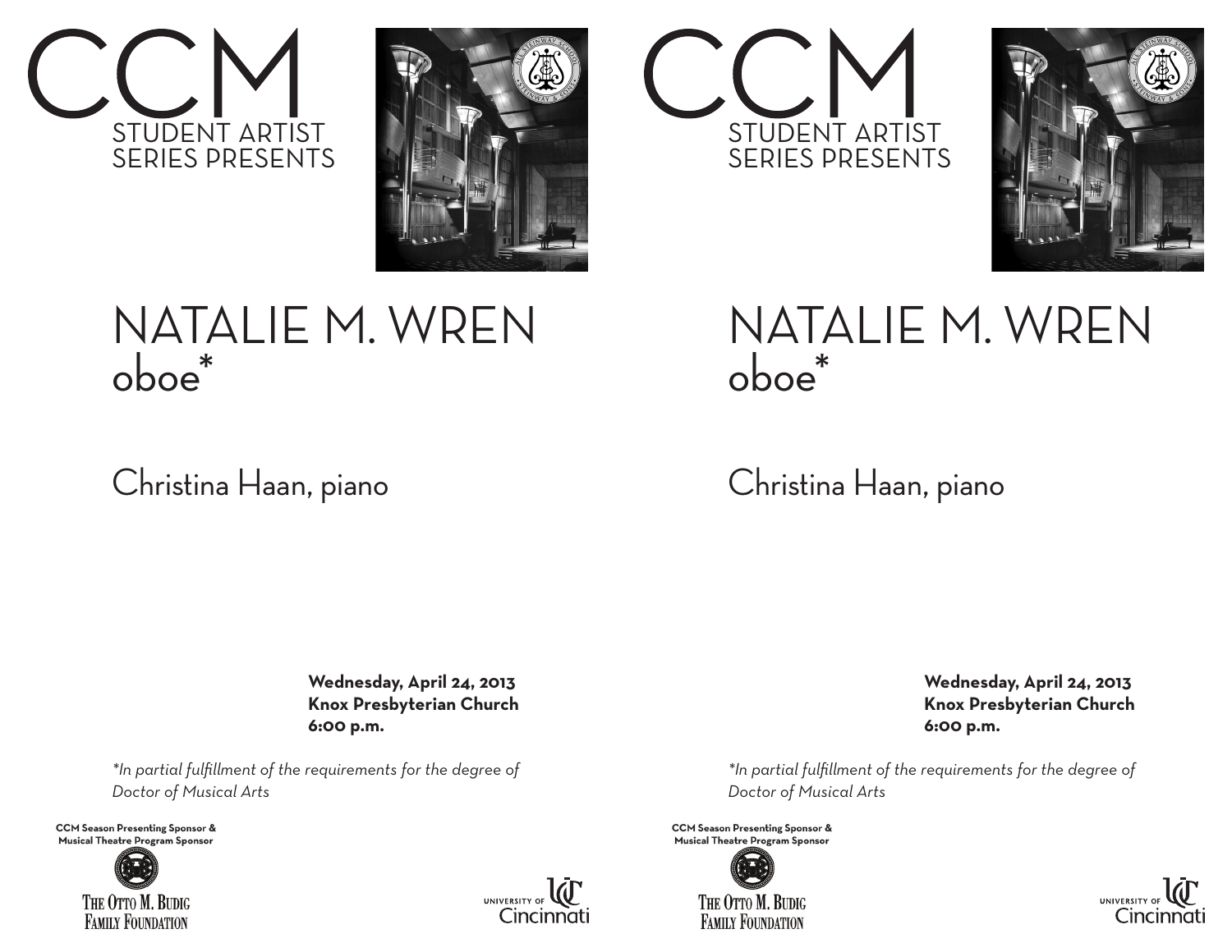# CCM

STUDENT ARTIST SERIES PRESENTS

# NATALIE M. WREN

## oboe*

Christina Haan, piano

**Wednesday, April 24, 2013**
**Knox Presbyterian Church**
**6:00 p.m.**

*\*In partial fulfillment of the requirements for the degree of Doctor of Musical Arts*

**CCM Season Presenting Sponsor & Musical Theatre Program Sponsor**

THE OTTO M. BUDIG FAMILY FOUNDATION

UNIVERSITY OF Cincinnati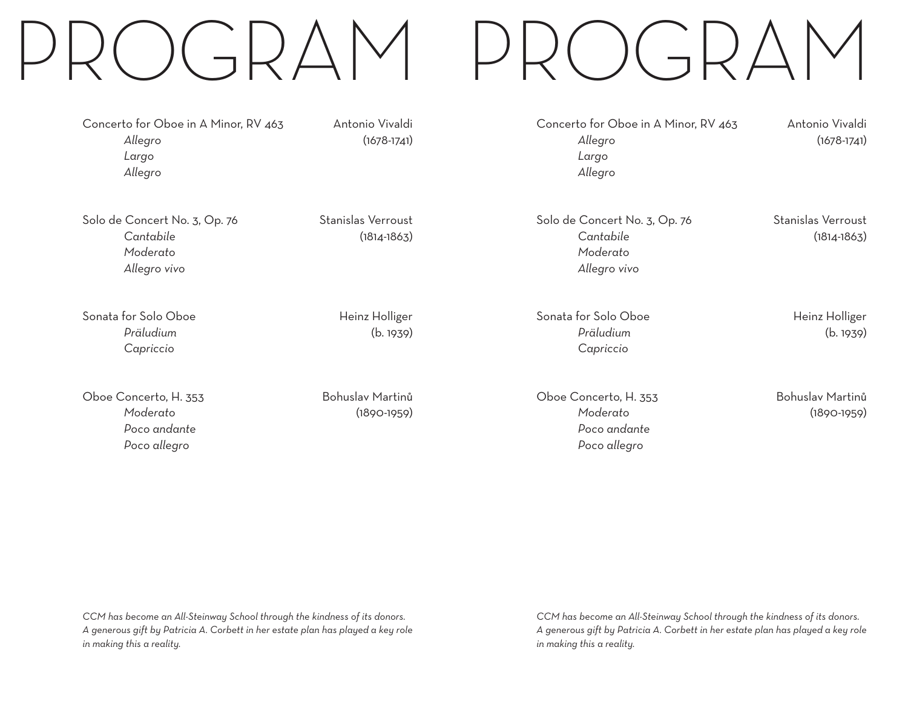# PROGRAM

Concerto for Oboe in A Minor, RV 463 — Antonio Vivaldi (1678-1741)

*Allegro*
*Largo*
*Allegro*

Solo de Concert No. 3, Op. 76 — Stanislas Verroust (1814-1863)

*Cantabile*
*Moderato*
*Allegro vivo*

Sonata for Solo Oboe — Heinz Holliger (b. 1939)

*Präludium*
*Capriccio*

Oboe Concerto, H. 353 — Bohuslav Martinů (1890-1959)

*Moderato*
*Poco andante*
*Poco allegro*

*CCM has become an All-Steinway School through the kindness of its donors. A generous gift by Patricia A. Corbett in her estate plan has played a key role in making this a reality.*

# PROGRAM

Concerto for Oboe in A Minor, RV 463 — Antonio Vivaldi (1678-1741)

*Allegro*
*Largo*
*Allegro*

Solo de Concert No. 3, Op. 76 — Stanislas Verroust (1814-1863)

*Cantabile*
*Moderato*
*Allegro vivo*

Sonata for Solo Oboe — Heinz Holliger (b. 1939)

*Präludium*
*Capriccio*

Oboe Concerto, H. 353 — Bohuslav Martinů (1890-1959)

*Moderato*
*Poco andante*
*Poco allegro*

*CCM has become an All-Steinway School through the kindness of its donors. A generous gift by Patricia A. Corbett in her estate plan has played a key role in making this a reality.*